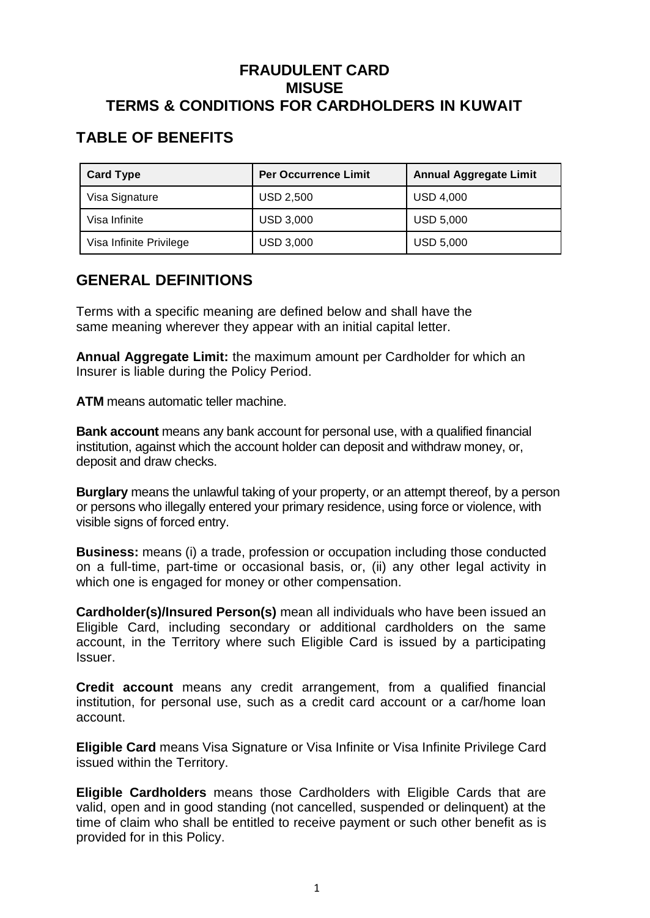# FRAUDULENT CARD MISUSE TERMS & CONDITIONS FOR CARDHOLDERS IN KUWAIT

## TABLE OF BENEFITS

| Card Type | Per Occurrence Limit | Annual Aggregate Limit |
|---|---|---|
| Visa Signature | USD 2,500 | USD 4,000 |
| Visa Infinite | USD 3,000 | USD 5,000 |
| Visa Infinite Privilege | USD 3,000 | USD 5,000 |

## GENERAL DEFINITIONS

Terms with a specific meaning are defined below and shall have the same meaning wherever they appear with an initial capital letter.

**Annual Aggregate Limit:** the maximum amount per Cardholder for which an Insurer is liable during the Policy Period.

**ATM** means automatic teller machine.

**Bank account** means any bank account for personal use, with a qualified financial institution, against which the account holder can deposit and withdraw money, or, deposit and draw checks.

**Burglary** means the unlawful taking of your property, or an attempt thereof, by a person or persons who illegally entered your primary residence, using force or violence, with visible signs of forced entry.

**Business:** means (i) a trade, profession or occupation including those conducted on a full-time, part-time or occasional basis, or, (ii) any other legal activity in which one is engaged for money or other compensation.

**Cardholder(s)/Insured Person(s)** mean all individuals who have been issued an Eligible Card, including secondary or additional cardholders on the same account, in the Territory where such Eligible Card is issued by a participating Issuer.

**Credit account** means any credit arrangement, from a qualified financial institution, for personal use, such as a credit card account or a car/home loan account.

**Eligible Card** means Visa Signature or Visa Infinite or Visa Infinite Privilege Card issued within the Territory.

**Eligible Cardholders** means those Cardholders with Eligible Cards that are valid, open and in good standing (not cancelled, suspended or delinquent) at the time of claim who shall be entitled to receive payment or such other benefit as is provided for in this Policy.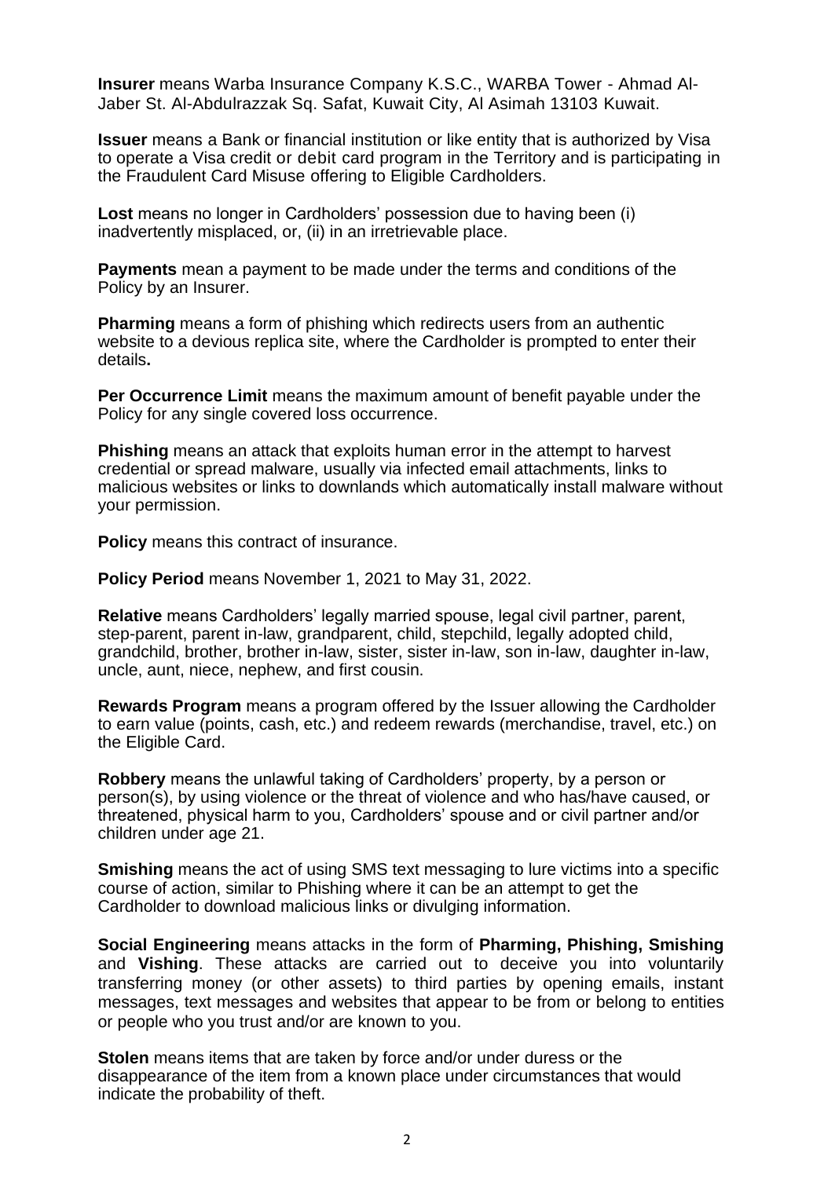**Insurer** means Warba Insurance Company K.S.C., WARBA Tower - Ahmad Al-Jaber St. Al-Abdulrazzak Sq. Safat, Kuwait City, Al Asimah 13103 Kuwait.

**Issuer** means a Bank or financial institution or like entity that is authorized by Visa to operate a Visa credit or debit card program in the Territory and is participating in the Fraudulent Card Misuse offering to Eligible Cardholders.

**Lost** means no longer in Cardholders' possession due to having been (i) inadvertently misplaced, or, (ii) in an irretrievable place.

**Payments** mean a payment to be made under the terms and conditions of the Policy by an Insurer.

**Pharming** means a form of phishing which redirects users from an authentic website to a devious replica site, where the Cardholder is prompted to enter their details**.**

**Per Occurrence Limit** means the maximum amount of benefit payable under the Policy for any single covered loss occurrence.

**Phishing** means an attack that exploits human error in the attempt to harvest credential or spread malware, usually via infected email attachments, links to malicious websites or links to downlands which automatically install malware without your permission.

**Policy** means this contract of insurance.

**Policy Period** means November 1, 2021 to May 31, 2022.

**Relative** means Cardholders' legally married spouse, legal civil partner, parent, step-parent, parent in-law, grandparent, child, stepchild, legally adopted child, grandchild, brother, brother in-law, sister, sister in-law, son in-law, daughter in-law, uncle, aunt, niece, nephew, and first cousin.

**Rewards Program** means a program offered by the Issuer allowing the Cardholder to earn value (points, cash, etc.) and redeem rewards (merchandise, travel, etc.) on the Eligible Card.

**Robbery** means the unlawful taking of Cardholders' property, by a person or person(s), by using violence or the threat of violence and who has/have caused, or threatened, physical harm to you, Cardholders' spouse and or civil partner and/or children under age 21.

**Smishing** means the act of using SMS text messaging to lure victims into a specific course of action, similar to Phishing where it can be an attempt to get the Cardholder to download malicious links or divulging information.

**Social Engineering** means attacks in the form of **Pharming, Phishing, Smishing** and **Vishing**. These attacks are carried out to deceive you into voluntarily transferring money (or other assets) to third parties by opening emails, instant messages, text messages and websites that appear to be from or belong to entities or people who you trust and/or are known to you.

**Stolen** means items that are taken by force and/or under duress or the disappearance of the item from a known place under circumstances that would indicate the probability of theft.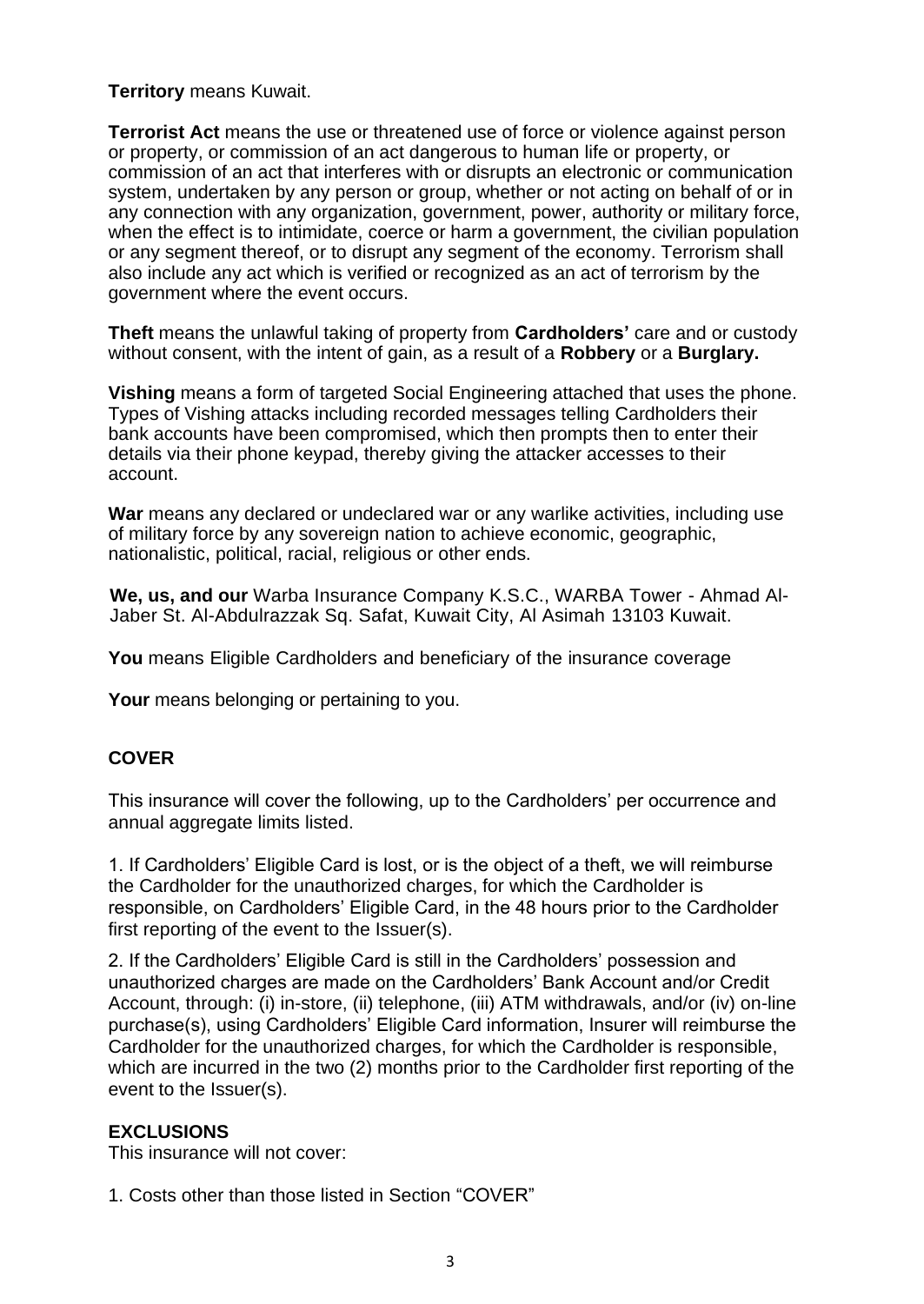**Territory** means Kuwait.

**Terrorist Act** means the use or threatened use of force or violence against person or property, or commission of an act dangerous to human life or property, or commission of an act that interferes with or disrupts an electronic or communication system, undertaken by any person or group, whether or not acting on behalf of or in any connection with any organization, government, power, authority or military force, when the effect is to intimidate, coerce or harm a government, the civilian population or any segment thereof, or to disrupt any segment of the economy. Terrorism shall also include any act which is verified or recognized as an act of terrorism by the government where the event occurs.

**Theft** means the unlawful taking of property from **Cardholders'** care and or custody without consent, with the intent of gain, as a result of a **Robbery** or a **Burglary.**

**Vishing** means a form of targeted Social Engineering attached that uses the phone. Types of Vishing attacks including recorded messages telling Cardholders their bank accounts have been compromised, which then prompts then to enter their details via their phone keypad, thereby giving the attacker accesses to their account.

**War** means any declared or undeclared war or any warlike activities, including use of military force by any sovereign nation to achieve economic, geographic, nationalistic, political, racial, religious or other ends.

**We, us, and our** Warba Insurance Company K.S.C., WARBA Tower - Ahmad Al-Jaber St. Al-Abdulrazzak Sq. Safat, Kuwait City, Al Asimah 13103 Kuwait.

**You** means Eligible Cardholders and beneficiary of the insurance coverage

**Your** means belonging or pertaining to you.

## COVER

This insurance will cover the following, up to the Cardholders' per occurrence and annual aggregate limits listed.

1. If Cardholders' Eligible Card is lost, or is the object of a theft, we will reimburse the Cardholder for the unauthorized charges, for which the Cardholder is responsible, on Cardholders' Eligible Card, in the 48 hours prior to the Cardholder first reporting of the event to the Issuer(s).

2. If the Cardholders' Eligible Card is still in the Cardholders' possession and unauthorized charges are made on the Cardholders' Bank Account and/or Credit Account, through: (i) in-store, (ii) telephone, (iii) ATM withdrawals, and/or (iv) on-line purchase(s), using Cardholders' Eligible Card information, Insurer will reimburse the Cardholder for the unauthorized charges, for which the Cardholder is responsible, which are incurred in the two (2) months prior to the Cardholder first reporting of the event to the Issuer(s).

## EXCLUSIONS

This insurance will not cover:

1. Costs other than those listed in Section "COVER"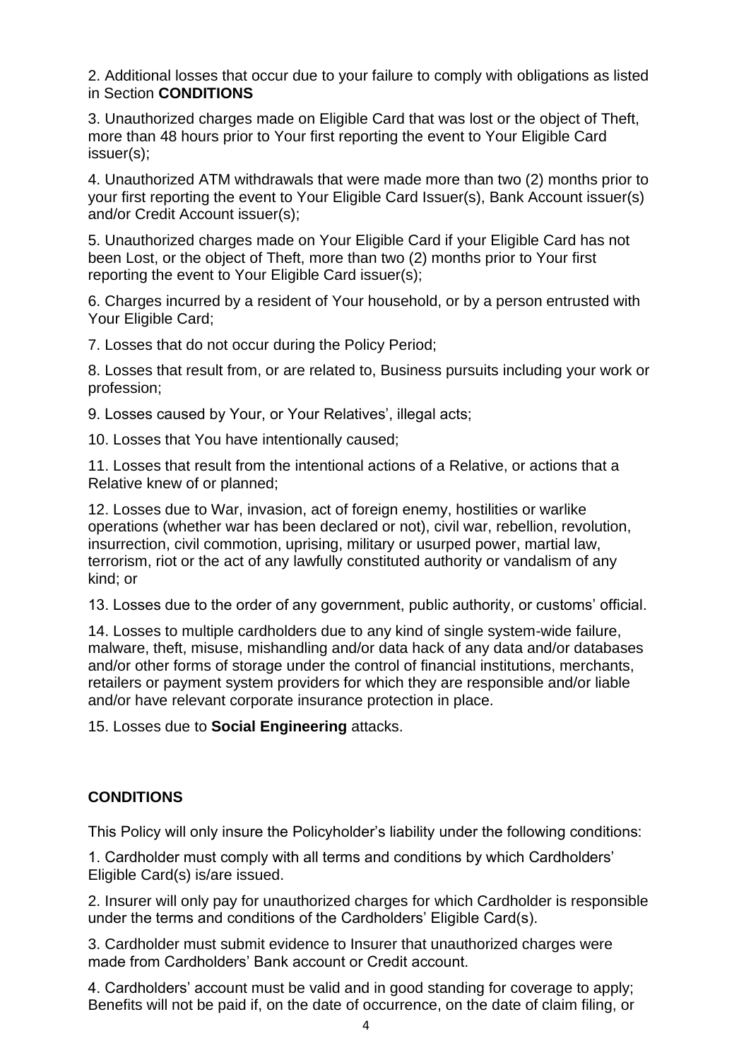2. Additional losses that occur due to your failure to comply with obligations as listed in Section **CONDITIONS**

3. Unauthorized charges made on Eligible Card that was lost or the object of Theft, more than 48 hours prior to Your first reporting the event to Your Eligible Card issuer(s);

4. Unauthorized ATM withdrawals that were made more than two (2) months prior to your first reporting the event to Your Eligible Card Issuer(s), Bank Account issuer(s) and/or Credit Account issuer(s);

5. Unauthorized charges made on Your Eligible Card if your Eligible Card has not been Lost, or the object of Theft, more than two (2) months prior to Your first reporting the event to Your Eligible Card issuer(s);

6. Charges incurred by a resident of Your household, or by a person entrusted with Your Eligible Card;

7. Losses that do not occur during the Policy Period;

8. Losses that result from, or are related to, Business pursuits including your work or profession;

9. Losses caused by Your, or Your Relatives', illegal acts;

10. Losses that You have intentionally caused;

11. Losses that result from the intentional actions of a Relative, or actions that a Relative knew of or planned;

12. Losses due to War, invasion, act of foreign enemy, hostilities or warlike operations (whether war has been declared or not), civil war, rebellion, revolution, insurrection, civil commotion, uprising, military or usurped power, martial law, terrorism, riot or the act of any lawfully constituted authority or vandalism of any kind; or

13. Losses due to the order of any government, public authority, or customs' official.

14. Losses to multiple cardholders due to any kind of single system-wide failure, malware, theft, misuse, mishandling and/or data hack of any data and/or databases and/or other forms of storage under the control of financial institutions, merchants, retailers or payment system providers for which they are responsible and/or liable and/or have relevant corporate insurance protection in place.

15. Losses due to **Social Engineering** attacks.

## CONDITIONS

This Policy will only insure the Policyholder's liability under the following conditions:

1. Cardholder must comply with all terms and conditions by which Cardholders' Eligible Card(s) is/are issued.

2. Insurer will only pay for unauthorized charges for which Cardholder is responsible under the terms and conditions of the Cardholders' Eligible Card(s).

3. Cardholder must submit evidence to Insurer that unauthorized charges were made from Cardholders' Bank account or Credit account.

4. Cardholders' account must be valid and in good standing for coverage to apply; Benefits will not be paid if, on the date of occurrence, on the date of claim filing, or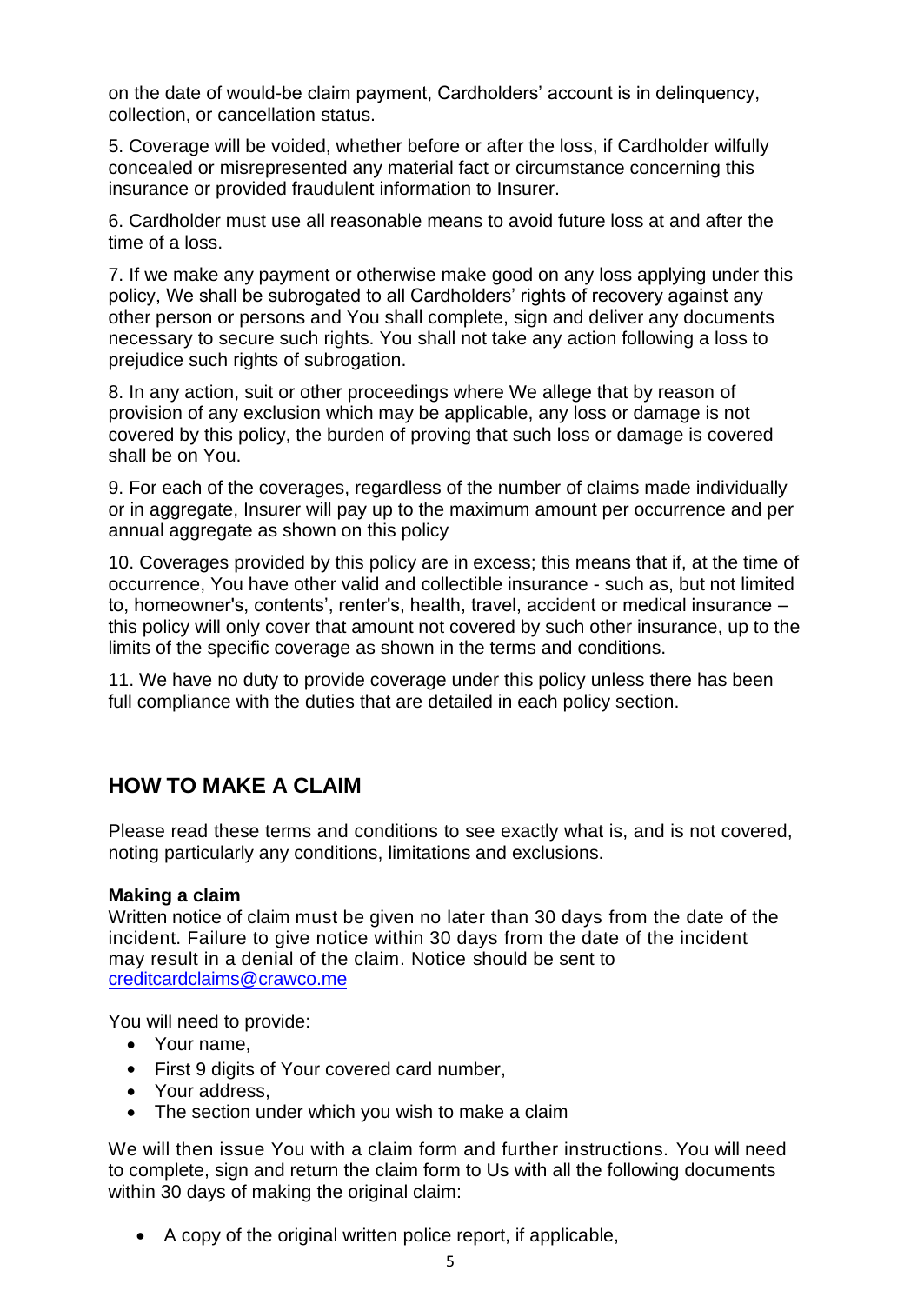on the date of would-be claim payment, Cardholders' account is in delinquency, collection, or cancellation status.

5. Coverage will be voided, whether before or after the loss, if Cardholder wilfully concealed or misrepresented any material fact or circumstance concerning this insurance or provided fraudulent information to Insurer.

6. Cardholder must use all reasonable means to avoid future loss at and after the time of a loss.

7. If we make any payment or otherwise make good on any loss applying under this policy, We shall be subrogated to all Cardholders' rights of recovery against any other person or persons and You shall complete, sign and deliver any documents necessary to secure such rights. You shall not take any action following a loss to prejudice such rights of subrogation.

8. In any action, suit or other proceedings where We allege that by reason of provision of any exclusion which may be applicable, any loss or damage is not covered by this policy, the burden of proving that such loss or damage is covered shall be on You.

9. For each of the coverages, regardless of the number of claims made individually or in aggregate, Insurer will pay up to the maximum amount per occurrence and per annual aggregate as shown on this policy

10. Coverages provided by this policy are in excess; this means that if, at the time of occurrence, You have other valid and collectible insurance - such as, but not limited to, homeowner's, contents', renter's, health, travel, accident or medical insurance – this policy will only cover that amount not covered by such other insurance, up to the limits of the specific coverage as shown in the terms and conditions.

11. We have no duty to provide coverage under this policy unless there has been full compliance with the duties that are detailed in each policy section.

## HOW TO MAKE A CLAIM

Please read these terms and conditions to see exactly what is, and is not covered, noting particularly any conditions, limitations and exclusions.

**Making a claim**

Written notice of claim must be given no later than 30 days from the date of the incident. Failure to give notice within 30 days from the date of the incident may result in a denial of the claim. Notice should be sent to creditcardclaims@crawco.me

You will need to provide:

- Your name,
- First 9 digits of Your covered card number,
- Your address,
- The section under which you wish to make a claim

We will then issue You with a claim form and further instructions. You will need to complete, sign and return the claim form to Us with all the following documents within 30 days of making the original claim:

- A copy of the original written police report, if applicable,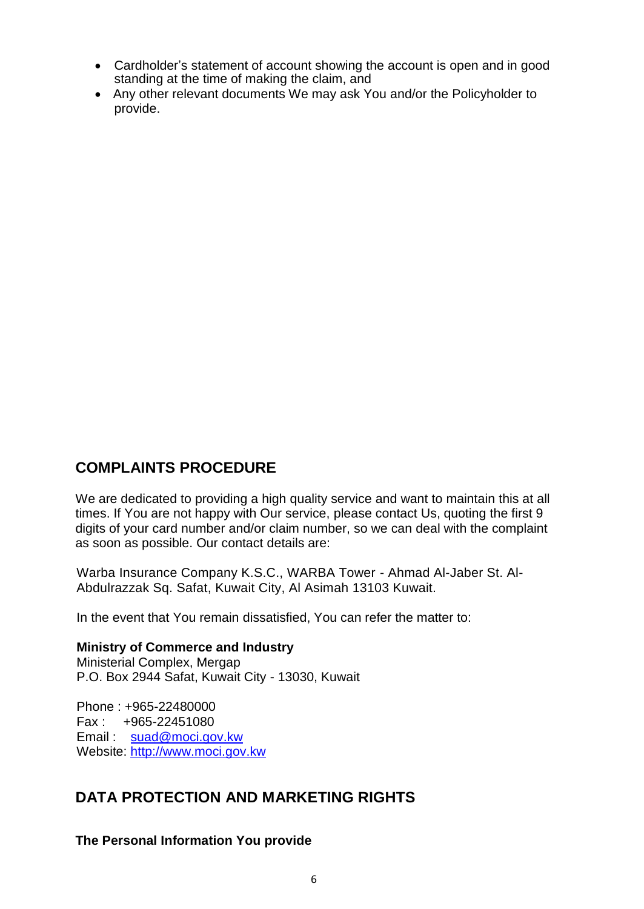- Cardholder's statement of account showing the account is open and in good standing at the time of making the claim, and
- Any other relevant documents We may ask You and/or the Policyholder to provide.

## COMPLAINTS PROCEDURE

We are dedicated to providing a high quality service and want to maintain this at all times. If You are not happy with Our service, please contact Us, quoting the first 9 digits of your card number and/or claim number, so we can deal with the complaint as soon as possible. Our contact details are:

Warba Insurance Company K.S.C., WARBA Tower - Ahmad Al-Jaber St. Al-Abdulrazzak Sq. Safat, Kuwait City, Al Asimah 13103 Kuwait.

In the event that You remain dissatisfied, You can refer the matter to:

**Ministry of Commerce and Industry**
Ministerial Complex, Mergap
P.O. Box 2944 Safat, Kuwait City - 13030, Kuwait

Phone : +965-22480000
Fax : +965-22451080
Email : suad@moci.gov.kw
Website: http://www.moci.gov.kw

## DATA PROTECTION AND MARKETING RIGHTS

**The Personal Information You provide**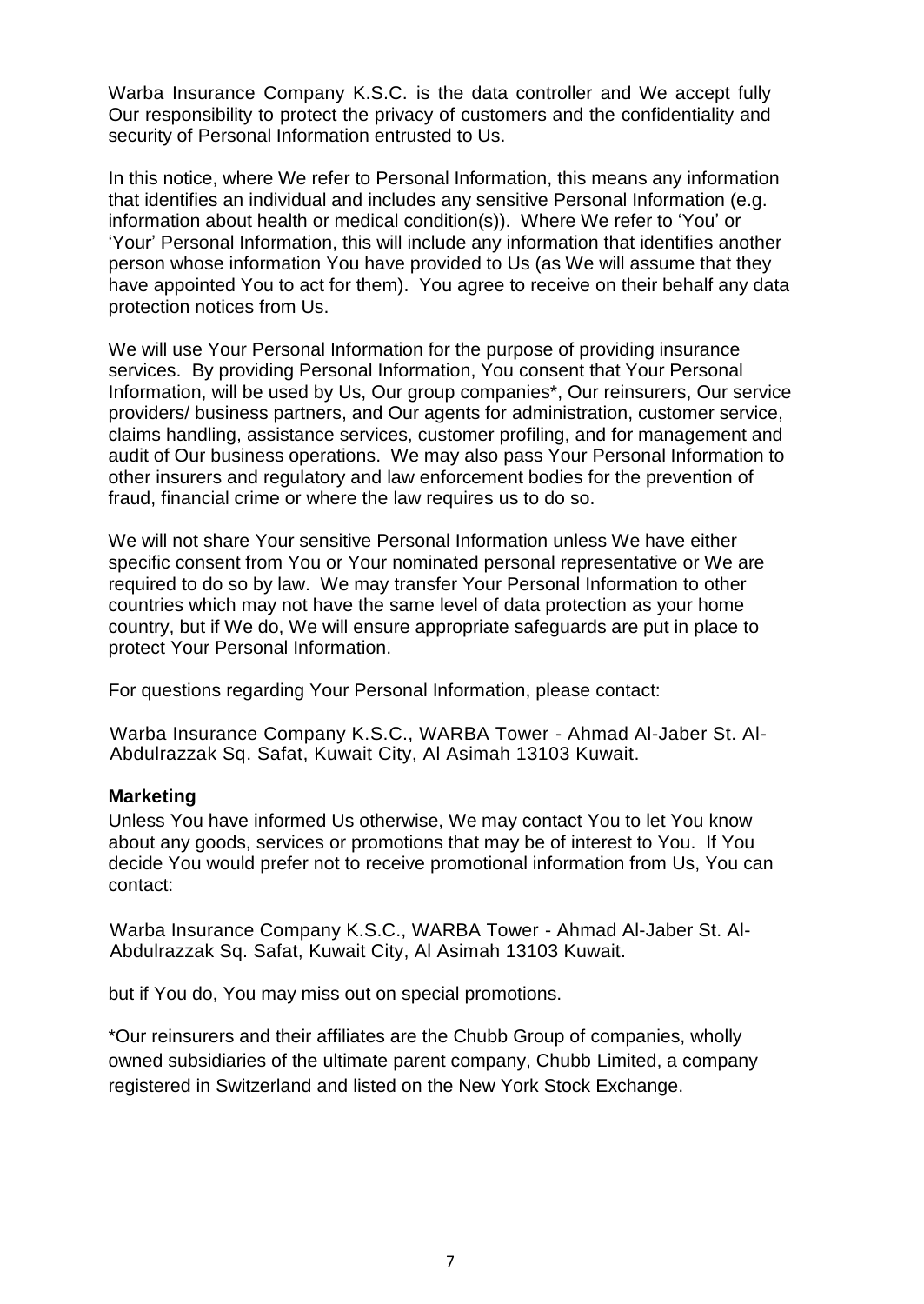Warba Insurance Company K.S.C. is the data controller and We accept fully Our responsibility to protect the privacy of customers and the confidentiality and security of Personal Information entrusted to Us.

In this notice, where We refer to Personal Information, this means any information that identifies an individual and includes any sensitive Personal Information (e.g. information about health or medical condition(s)). Where We refer to 'You' or 'Your' Personal Information, this will include any information that identifies another person whose information You have provided to Us (as We will assume that they have appointed You to act for them). You agree to receive on their behalf any data protection notices from Us.

We will use Your Personal Information for the purpose of providing insurance services. By providing Personal Information, You consent that Your Personal Information, will be used by Us, Our group companies*, Our reinsurers, Our service providers/ business partners, and Our agents for administration, customer service, claims handling, assistance services, customer profiling, and for management and audit of Our business operations. We may also pass Your Personal Information to other insurers and regulatory and law enforcement bodies for the prevention of fraud, financial crime or where the law requires us to do so.

We will not share Your sensitive Personal Information unless We have either specific consent from You or Your nominated personal representative or We are required to do so by law. We may transfer Your Personal Information to other countries which may not have the same level of data protection as your home country, but if We do, We will ensure appropriate safeguards are put in place to protect Your Personal Information.

For questions regarding Your Personal Information, please contact:

Warba Insurance Company K.S.C., WARBA Tower - Ahmad Al-Jaber St. Al-Abdulrazzak Sq. Safat, Kuwait City, Al Asimah 13103 Kuwait.

**Marketing**

Unless You have informed Us otherwise, We may contact You to let You know about any goods, services or promotions that may be of interest to You. If You decide You would prefer not to receive promotional information from Us, You can contact:

Warba Insurance Company K.S.C., WARBA Tower - Ahmad Al-Jaber St. Al-Abdulrazzak Sq. Safat, Kuwait City, Al Asimah 13103 Kuwait.

but if You do, You may miss out on special promotions.

*Our reinsurers and their affiliates are the Chubb Group of companies, wholly owned subsidiaries of the ultimate parent company, Chubb Limited, a company registered in Switzerland and listed on the New York Stock Exchange.